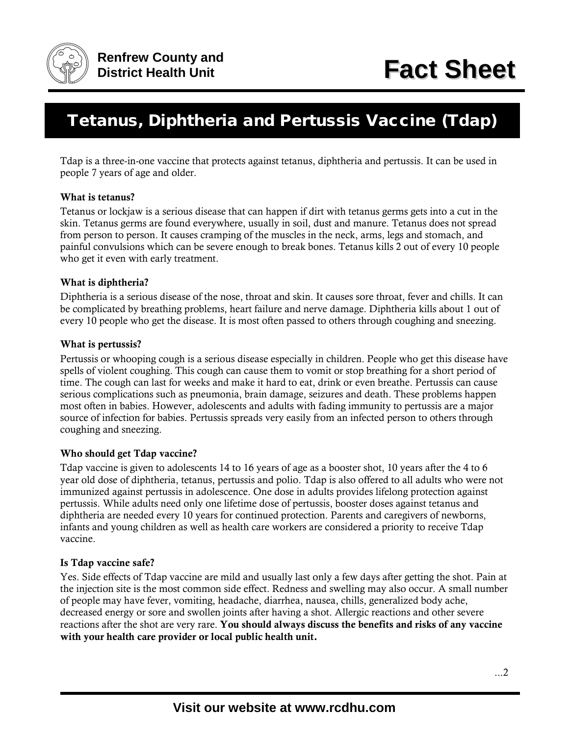**Renfrew County and District Health Unit**

# Fact Sheet

## Tetanus, Diphtheria and Pertussis Vaccine (Tdap)

Tdap is a three-in-one vaccine that protects against tetanus, diphtheria and pertussis. It can be used in people 7 years of age and older.

### What is tetanus?

Tetanus or lockjaw is a serious disease that can happen if dirt with tetanus germs gets into a cut in the skin. Tetanus germs are found everywhere, usually in soil, dust and manure. Tetanus does not spread from person to person. It causes cramping of the muscles in the neck, arms, legs and stomach, and painful convulsions which can be severe enough to break bones. Tetanus kills 2 out of every 10 people who get it even with early treatment.

### What is diphtheria?

Diphtheria is a serious disease of the nose, throat and skin. It causes sore throat, fever and chills. It can be complicated by breathing problems, heart failure and nerve damage. Diphtheria kills about 1 out of every 10 people who get the disease. It is most often passed to others through coughing and sneezing.

### What is pertussis?

Pertussis or whooping cough is a serious disease especially in children. People who get this disease have spells of violent coughing. This cough can cause them to vomit or stop breathing for a short period of time. The cough can last for weeks and make it hard to eat, drink or even breathe. Pertussis can cause serious complications such as pneumonia, brain damage, seizures and death. These problems happen most often in babies. However, adolescents and adults with fading immunity to pertussis are a major source of infection for babies. Pertussis spreads very easily from an infected person to others through coughing and sneezing.

### Who should get Tdap vaccine?

Tdap vaccine is given to adolescents 14 to 16 years of age as a booster shot, 10 years after the 4 to 6 year old dose of diphtheria, tetanus, pertussis and polio. Tdap is also offered to all adults who were not immunized against pertussis in adolescence. One dose in adults provides lifelong protection against pertussis. While adults need only one lifetime dose of pertussis, booster doses against tetanus and diphtheria are needed every 10 years for continued protection. Parents and caregivers of newborns, infants and young children as well as health care workers are considered a priority to receive Tdap vaccine.

### Is Tdap vaccine safe?

Yes. Side effects of Tdap vaccine are mild and usually last only a few days after getting the shot. Pain at the injection site is the most common side effect. Redness and swelling may also occur. A small number of people may have fever, vomiting, headache, diarrhea, nausea, chills, generalized body ache, decreased energy or sore and swollen joints after having a shot. Allergic reactions and other severe reactions after the shot are very rare. **You should always discuss the benefits and risks of any vaccine with your health care provider or local public health unit.**

...2

**Visit our website at www.rcdhu.com**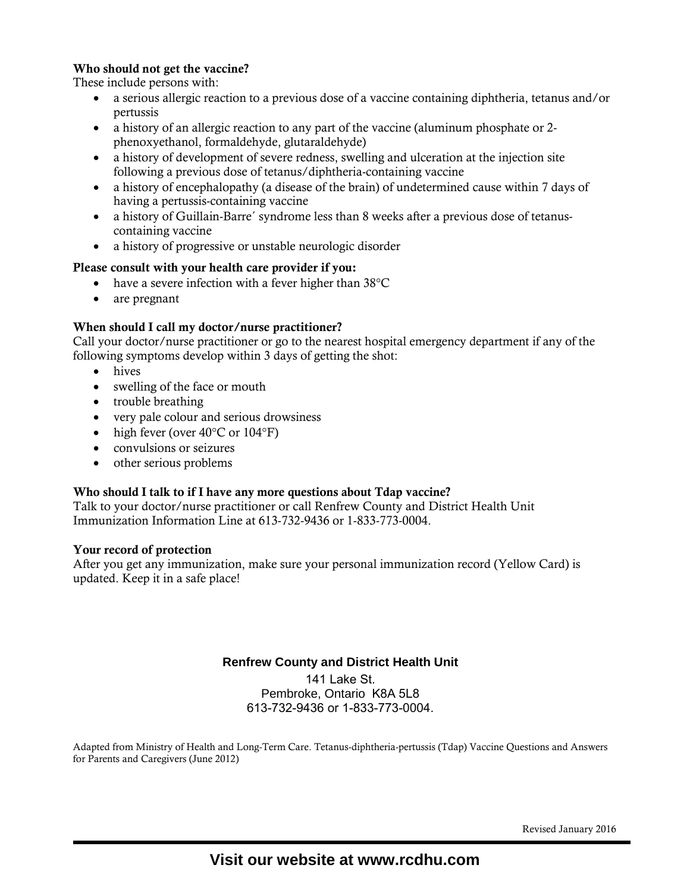**Who should not get the vaccine?**

These include persons with:

- a serious allergic reaction to a previous dose of a vaccine containing diphtheria, tetanus and/or pertussis
- a history of an allergic reaction to any part of the vaccine (aluminum phosphate or 2-phenoxyethanol, formaldehyde, glutaraldehyde)
- a history of development of severe redness, swelling and ulceration at the injection site following a previous dose of tetanus/diphtheria-containing vaccine
- a history of encephalopathy (a disease of the brain) of undetermined cause within 7 days of having a pertussis-containing vaccine
- a history of Guillain-Barre´ syndrome less than 8 weeks after a previous dose of tetanus-containing vaccine
- a history of progressive or unstable neurologic disorder

**Please consult with your health care provider if you:**

- have a severe infection with a fever higher than 38°C
- are pregnant

**When should I call my doctor/nurse practitioner?**

Call your doctor/nurse practitioner or go to the nearest hospital emergency department if any of the following symptoms develop within 3 days of getting the shot:

- hives
- swelling of the face or mouth
- trouble breathing
- very pale colour and serious drowsiness
- high fever (over 40°C or 104°F)
- convulsions or seizures
- other serious problems

**Who should I talk to if I have any more questions about Tdap vaccine?**

Talk to your doctor/nurse practitioner or call Renfrew County and District Health Unit Immunization Information Line at 613-732-9436 or 1-833-773-0004.

**Your record of protection**

After you get any immunization, make sure your personal immunization record (Yellow Card) is updated. Keep it in a safe place!

**Renfrew County and District Health Unit**

141 Lake St.
Pembroke, Ontario K8A 5L8
613-732-9436 or 1-833-773-0004.

Adapted from Ministry of Health and Long-Term Care. Tetanus-diphtheria-pertussis (Tdap) Vaccine Questions and Answers for Parents and Caregivers (June 2012)

Revised January 2016

**Visit our website at www.rcdhu.com**